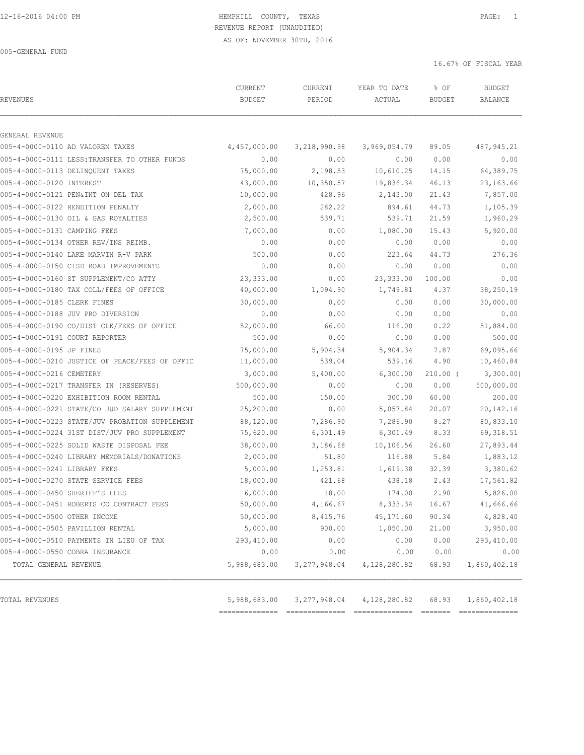12-16-2016 04:00 PM

# HEMPHILL COUNTY, TEXAS

REVENUE REPORT (UNAUDITED)

AS OF: NOVEMBER 30TH, 2016

005-GENERAL FUND

16.67% OF FISCAL YEAR

| REVENUES | CURRENT BUDGET | CURRENT PERIOD | YEAR TO DATE ACTUAL | % OF BUDGET | BUDGET BALANCE |
|---|---|---|---|---|---|
| GENERAL REVENUE | | | | | |
| 005-4-0000-0110 AD VALOREM TAXES | 4,457,000.00 | 3,218,990.98 | 3,969,054.79 | 89.05 | 487,945.21 |
| 005-4-0000-0111 LESS:TRANSFER TO OTHER FUNDS | 0.00 | 0.00 | 0.00 | 0.00 | 0.00 |
| 005-4-0000-0113 DELINQUENT TAXES | 75,000.00 | 2,198.53 | 10,610.25 | 14.15 | 64,389.75 |
| 005-4-0000-0120 INTEREST | 43,000.00 | 10,350.57 | 19,836.34 | 46.13 | 23,163.66 |
| 005-4-0000-0121 PEN&INT ON DEL TAX | 10,000.00 | 428.96 | 2,143.00 | 21.43 | 7,857.00 |
| 005-4-0000-0122 RENDITION PENALTY | 2,000.00 | 282.22 | 894.61 | 44.73 | 1,105.39 |
| 005-4-0000-0130 OIL & GAS ROYALTIES | 2,500.00 | 539.71 | 539.71 | 21.59 | 1,960.29 |
| 005-4-0000-0131 CAMPING FEES | 7,000.00 | 0.00 | 1,080.00 | 15.43 | 5,920.00 |
| 005-4-0000-0134 OTHER REV/INS REIMB. | 0.00 | 0.00 | 0.00 | 0.00 | 0.00 |
| 005-4-0000-0140 LAKE MARVIN R-V PARK | 500.00 | 0.00 | 223.64 | 44.73 | 276.36 |
| 005-4-0000-0150 CISD ROAD IMPROVEMENTS | 0.00 | 0.00 | 0.00 | 0.00 | 0.00 |
| 005-4-0000-0160 ST SUPPLEMENT/CO ATTY | 23,333.00 | 0.00 | 23,333.00 | 100.00 | 0.00 |
| 005-4-0000-0180 TAX COLL/FEES OF OFFICE | 40,000.00 | 1,094.90 | 1,749.81 | 4.37 | 38,250.19 |
| 005-4-0000-0185 CLERK FINES | 30,000.00 | 0.00 | 0.00 | 0.00 | 30,000.00 |
| 005-4-0000-0188 JUV PRO DIVERSION | 0.00 | 0.00 | 0.00 | 0.00 | 0.00 |
| 005-4-0000-0190 CO/DIST CLK/FEES OF OFFICE | 52,000.00 | 66.00 | 116.00 | 0.22 | 51,884.00 |
| 005-4-0000-0191 COURT REPORTER | 500.00 | 0.00 | 0.00 | 0.00 | 500.00 |
| 005-4-0000-0195 JP FINES | 75,000.00 | 5,904.34 | 5,904.34 | 7.87 | 69,095.66 |
| 005-4-0000-0210 JUSTICE OF PEACE/FEES OF OFFIC | 11,000.00 | 539.04 | 539.16 | 4.90 | 10,460.84 |
| 005-4-0000-0216 CEMETERY | 3,000.00 | 5,400.00 | 6,300.00 | 210.00 | ( 3,300.00) |
| 005-4-0000-0217 TRANSFER IN (RESERVES) | 500,000.00 | 0.00 | 0.00 | 0.00 | 500,000.00 |
| 005-4-0000-0220 EXHIBITION ROOM RENTAL | 500.00 | 150.00 | 300.00 | 60.00 | 200.00 |
| 005-4-0000-0221 STATE/CO JUD SALARY SUPPLEMENT | 25,200.00 | 0.00 | 5,057.84 | 20.07 | 20,142.16 |
| 005-4-0000-0223 STATE/JUV PROBATION SUPPLEMENT | 88,120.00 | 7,286.90 | 7,286.90 | 8.27 | 80,833.10 |
| 005-4-0000-0224 31ST DIST/JUV PRO SUPPLEMENT | 75,620.00 | 6,301.49 | 6,301.49 | 8.33 | 69,318.51 |
| 005-4-0000-0225 SOLID WASTE DISPOSAL FEE | 38,000.00 | 3,186.68 | 10,106.56 | 26.60 | 27,893.44 |
| 005-4-0000-0240 LIBRARY MEMORIALS/DONATIONS | 2,000.00 | 51.80 | 116.88 | 5.84 | 1,883.12 |
| 005-4-0000-0241 LIBRARY FEES | 5,000.00 | 1,253.81 | 1,619.38 | 32.39 | 3,380.62 |
| 005-4-0000-0270 STATE SERVICE FEES | 18,000.00 | 421.68 | 438.18 | 2.43 | 17,561.82 |
| 005-4-0000-0450 SHERIFF'S FEES | 6,000.00 | 18.00 | 174.00 | 2.90 | 5,826.00 |
| 005-4-0000-0451 ROBERTS CO CONTRACT FEES | 50,000.00 | 4,166.67 | 8,333.34 | 16.67 | 41,666.66 |
| 005-4-0000-0500 OTHER INCOME | 50,000.00 | 8,415.76 | 45,171.60 | 90.34 | 4,828.40 |
| 005-4-0000-0505 PAVILLION RENTAL | 5,000.00 | 900.00 | 1,050.00 | 21.00 | 3,950.00 |
| 005-4-0000-0510 PAYMENTS IN LIEU OF TAX | 293,410.00 | 0.00 | 0.00 | 0.00 | 293,410.00 |
| 005-4-0000-0550 COBRA INSURANCE | 0.00 | 0.00 | 0.00 | 0.00 | 0.00 |
| TOTAL GENERAL REVENUE | 5,988,683.00 | 3,277,948.04 | 4,128,280.82 | 68.93 | 1,860,402.18 |
| TOTAL REVENUES | 5,988,683.00 | 3,277,948.04 | 4,128,280.82 | 68.93 | 1,860,402.18 |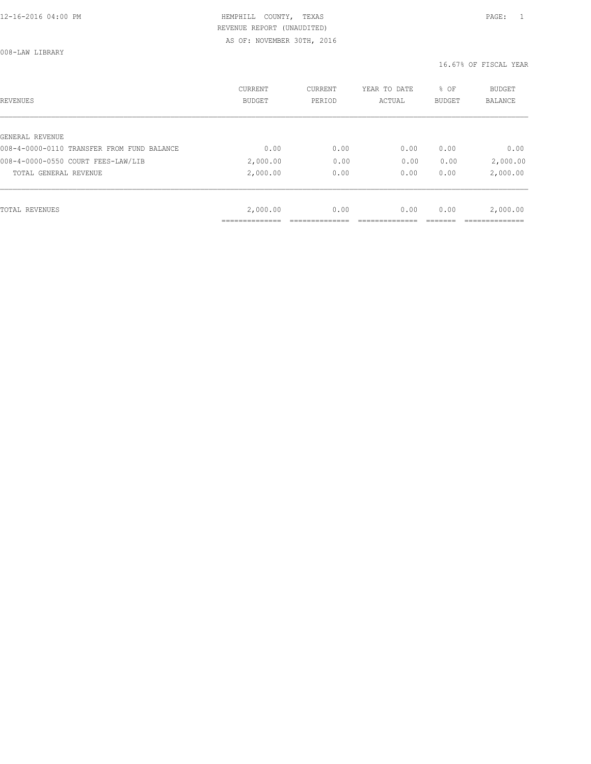HEMPHILL COUNTY, TEXAS
REVENUE REPORT (UNAUDITED)
AS OF: NOVEMBER 30TH, 2016

008-LAW LIBRARY

16.67% OF FISCAL YEAR

| REVENUES | CURRENT BUDGET | CURRENT PERIOD | YEAR TO DATE ACTUAL | % OF BUDGET | BUDGET BALANCE |
|---|---|---|---|---|---|
| GENERAL REVENUE | | | | | |
| 008-4-0000-0110 TRANSFER FROM FUND BALANCE | 0.00 | 0.00 | 0.00 | 0.00 | 0.00 |
| 008-4-0000-0550 COURT FEES-LAW/LIB | 2,000.00 | 0.00 | 0.00 | 0.00 | 2,000.00 |
| TOTAL GENERAL REVENUE | 2,000.00 | 0.00 | 0.00 | 0.00 | 2,000.00 |
| TOTAL REVENUES | 2,000.00 | 0.00 | 0.00 | 0.00 | 2,000.00 |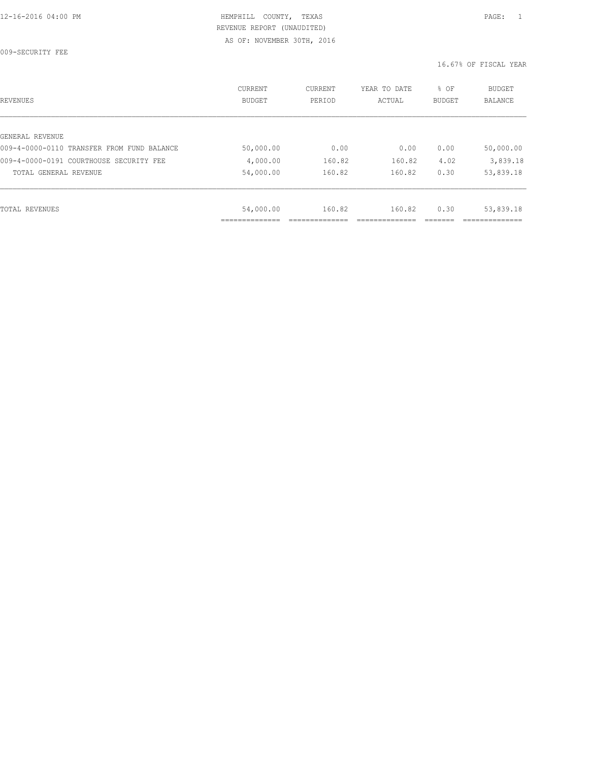HEMPHILL COUNTY, TEXAS
REVENUE REPORT (UNAUDITED)
AS OF: NOVEMBER 30TH, 2016

009-SECURITY FEE

16.67% OF FISCAL YEAR

| REVENUES | CURRENT BUDGET | CURRENT PERIOD | YEAR TO DATE ACTUAL | % OF BUDGET | BUDGET BALANCE |
|---|---|---|---|---|---|
| GENERAL REVENUE | | | | | |
| 009-4-0000-0110 TRANSFER FROM FUND BALANCE | 50,000.00 | 0.00 | 0.00 | 0.00 | 50,000.00 |
| 009-4-0000-0191 COURTHOUSE SECURITY FEE | 4,000.00 | 160.82 | 160.82 | 4.02 | 3,839.18 |
| TOTAL GENERAL REVENUE | 54,000.00 | 160.82 | 160.82 | 0.30 | 53,839.18 |
| TOTAL REVENUES | 54,000.00 | 160.82 | 160.82 | 0.30 | 53,839.18 |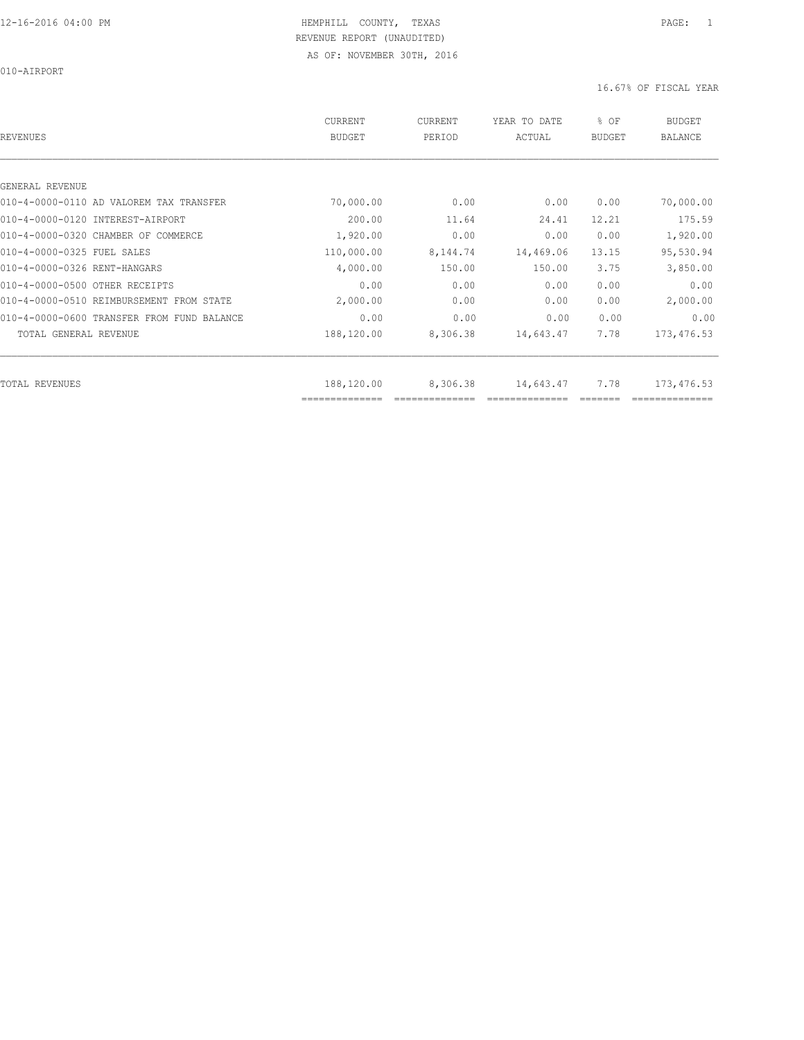HEMPHILL COUNTY, TEXAS
REVENUE REPORT (UNAUDITED)
AS OF: NOVEMBER 30TH, 2016

010-AIRPORT

16.67% OF FISCAL YEAR

| REVENUES | CURRENT BUDGET | CURRENT PERIOD | YEAR TO DATE ACTUAL | % OF BUDGET | BUDGET BALANCE |
|---|---|---|---|---|---|
| GENERAL REVENUE | | | | | |
| 010-4-0000-0110 AD VALOREM TAX TRANSFER | 70,000.00 | 0.00 | 0.00 | 0.00 | 70,000.00 |
| 010-4-0000-0120 INTEREST-AIRPORT | 200.00 | 11.64 | 24.41 | 12.21 | 175.59 |
| 010-4-0000-0320 CHAMBER OF COMMERCE | 1,920.00 | 0.00 | 0.00 | 0.00 | 1,920.00 |
| 010-4-0000-0325 FUEL SALES | 110,000.00 | 8,144.74 | 14,469.06 | 13.15 | 95,530.94 |
| 010-4-0000-0326 RENT-HANGARS | 4,000.00 | 150.00 | 150.00 | 3.75 | 3,850.00 |
| 010-4-0000-0500 OTHER RECEIPTS | 0.00 | 0.00 | 0.00 | 0.00 | 0.00 |
| 010-4-0000-0510 REIMBURSEMENT FROM STATE | 2,000.00 | 0.00 | 0.00 | 0.00 | 2,000.00 |
| 010-4-0000-0600 TRANSFER FROM FUND BALANCE | 0.00 | 0.00 | 0.00 | 0.00 | 0.00 |
| TOTAL GENERAL REVENUE | 188,120.00 | 8,306.38 | 14,643.47 | 7.78 | 173,476.53 |
| TOTAL REVENUES | 188,120.00 | 8,306.38 | 14,643.47 | 7.78 | 173,476.53 |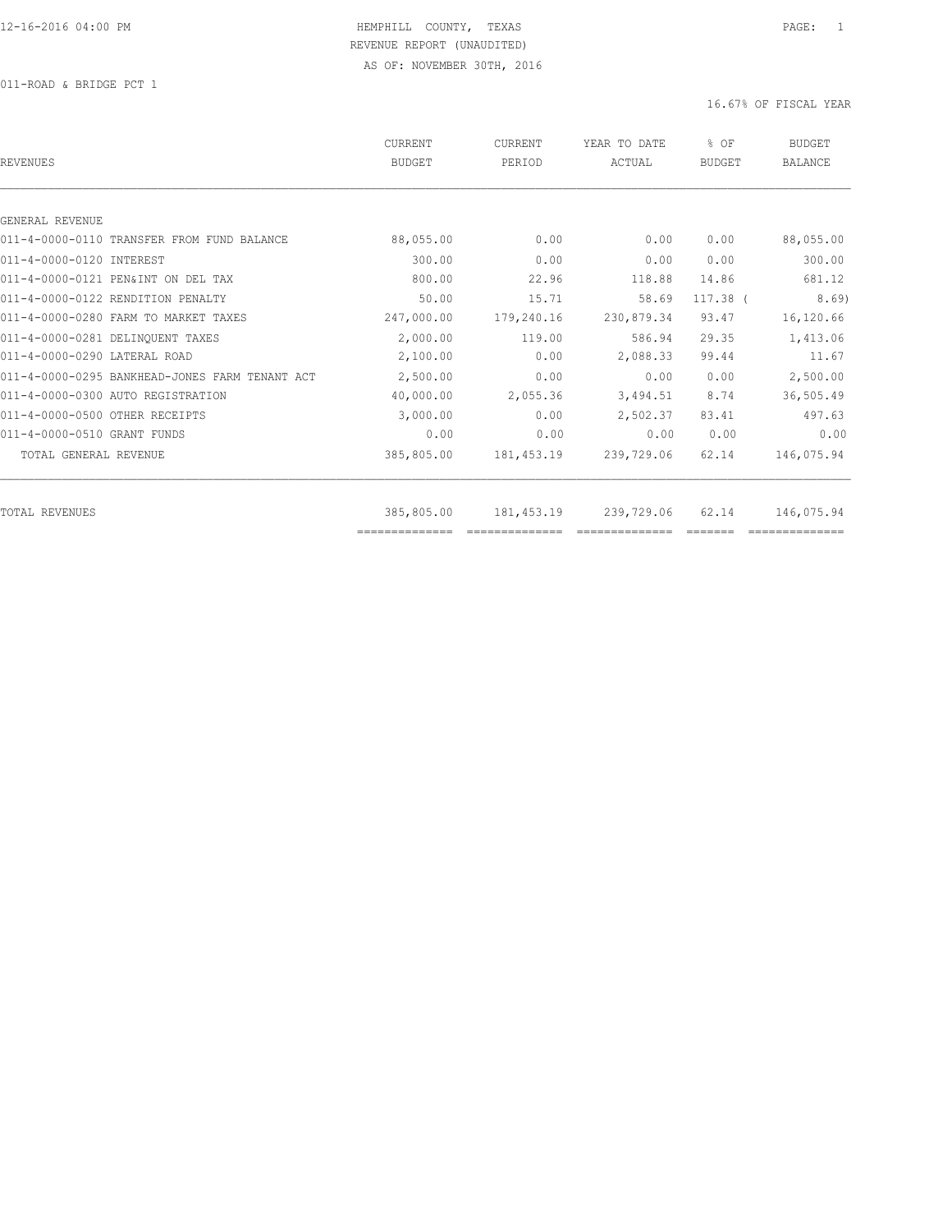HEMPHILL COUNTY, TEXAS
REVENUE REPORT (UNAUDITED)
AS OF: NOVEMBER 30TH, 2016

011-ROAD & BRIDGE PCT 1

16.67% OF FISCAL YEAR

| REVENUES | CURRENT BUDGET | CURRENT PERIOD | YEAR TO DATE ACTUAL | % OF BUDGET | BUDGET BALANCE |
|---|---|---|---|---|---|
| GENERAL REVENUE | | | | | |
| 011-4-0000-0110 TRANSFER FROM FUND BALANCE | 88,055.00 | 0.00 | 0.00 | 0.00 | 88,055.00 |
| 011-4-0000-0120 INTEREST | 300.00 | 0.00 | 0.00 | 0.00 | 300.00 |
| 011-4-0000-0121 PEN&INT ON DEL TAX | 800.00 | 22.96 | 118.88 | 14.86 | 681.12 |
| 011-4-0000-0122 RENDITION PENALTY | 50.00 | 15.71 | 58.69 | 117.38 | ( 8.69) |
| 011-4-0000-0280 FARM TO MARKET TAXES | 247,000.00 | 179,240.16 | 230,879.34 | 93.47 | 16,120.66 |
| 011-4-0000-0281 DELINQUENT TAXES | 2,000.00 | 119.00 | 586.94 | 29.35 | 1,413.06 |
| 011-4-0000-0290 LATERAL ROAD | 2,100.00 | 0.00 | 2,088.33 | 99.44 | 11.67 |
| 011-4-0000-0295 BANKHEAD-JONES FARM TENANT ACT | 2,500.00 | 0.00 | 0.00 | 0.00 | 2,500.00 |
| 011-4-0000-0300 AUTO REGISTRATION | 40,000.00 | 2,055.36 | 3,494.51 | 8.74 | 36,505.49 |
| 011-4-0000-0500 OTHER RECEIPTS | 3,000.00 | 0.00 | 2,502.37 | 83.41 | 497.63 |
| 011-4-0000-0510 GRANT FUNDS | 0.00 | 0.00 | 0.00 | 0.00 | 0.00 |
| TOTAL GENERAL REVENUE | 385,805.00 | 181,453.19 | 239,729.06 | 62.14 | 146,075.94 |
| TOTAL REVENUES | 385,805.00 | 181,453.19 | 239,729.06 | 62.14 | 146,075.94 |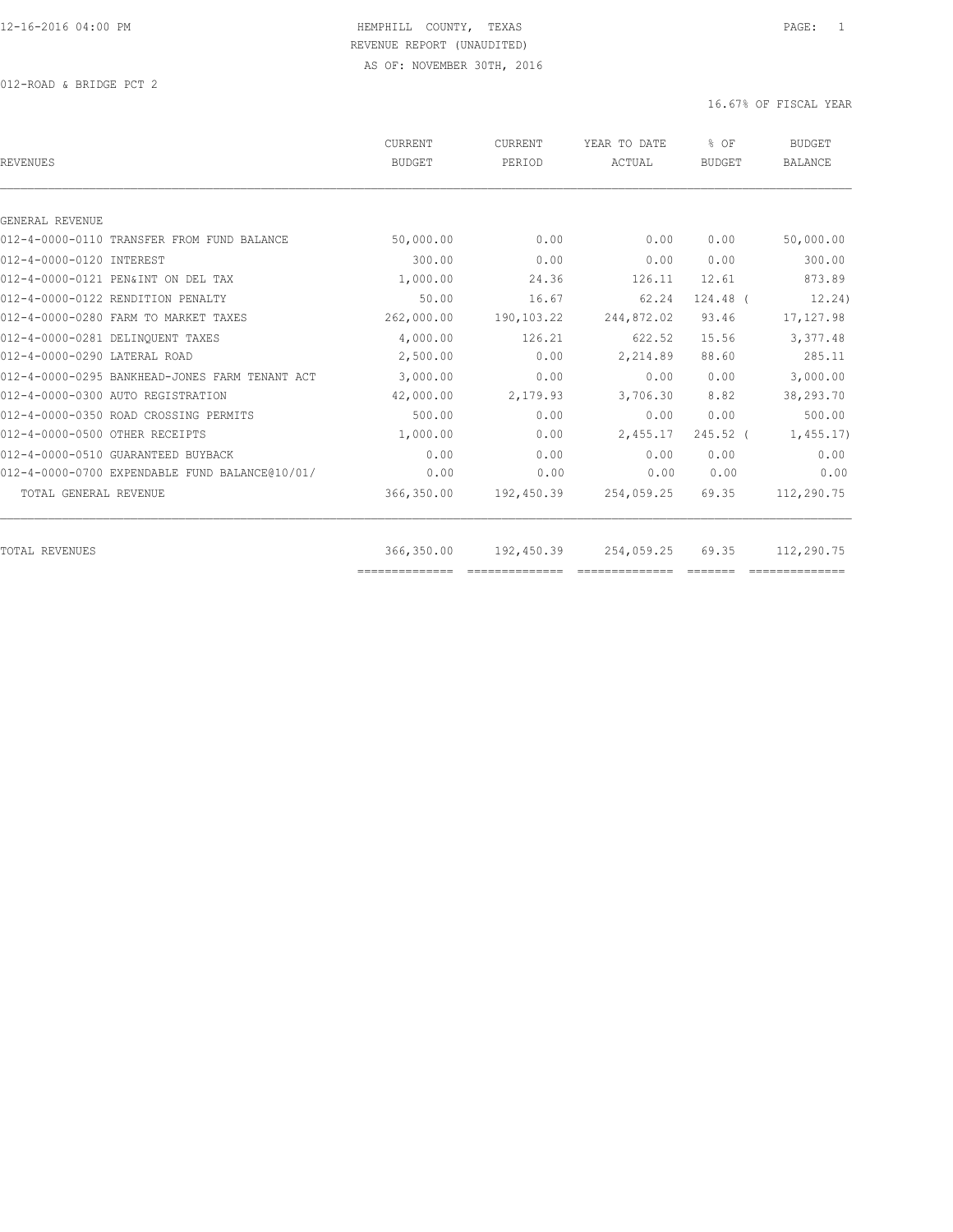HEMPHILL COUNTY, TEXAS
REVENUE REPORT (UNAUDITED)
AS OF: NOVEMBER 30TH, 2016

012-ROAD & BRIDGE PCT 2

16.67% OF FISCAL YEAR

| REVENUES | CURRENT BUDGET | CURRENT PERIOD | YEAR TO DATE ACTUAL | % OF BUDGET | BUDGET BALANCE |
|---|---|---|---|---|---|
| GENERAL REVENUE | | | | | |
| 012-4-0000-0110 TRANSFER FROM FUND BALANCE | 50,000.00 | 0.00 | 0.00 | 0.00 | 50,000.00 |
| 012-4-0000-0120 INTEREST | 300.00 | 0.00 | 0.00 | 0.00 | 300.00 |
| 012-4-0000-0121 PEN&INT ON DEL TAX | 1,000.00 | 24.36 | 126.11 | 12.61 | 873.89 |
| 012-4-0000-0122 RENDITION PENALTY | 50.00 | 16.67 | 62.24 | 124.48 ( | 12.24) |
| 012-4-0000-0280 FARM TO MARKET TAXES | 262,000.00 | 190,103.22 | 244,872.02 | 93.46 | 17,127.98 |
| 012-4-0000-0281 DELINQUENT TAXES | 4,000.00 | 126.21 | 622.52 | 15.56 | 3,377.48 |
| 012-4-0000-0290 LATERAL ROAD | 2,500.00 | 0.00 | 2,214.89 | 88.60 | 285.11 |
| 012-4-0000-0295 BANKHEAD-JONES FARM TENANT ACT | 3,000.00 | 0.00 | 0.00 | 0.00 | 3,000.00 |
| 012-4-0000-0300 AUTO REGISTRATION | 42,000.00 | 2,179.93 | 3,706.30 | 8.82 | 38,293.70 |
| 012-4-0000-0350 ROAD CROSSING PERMITS | 500.00 | 0.00 | 0.00 | 0.00 | 500.00 |
| 012-4-0000-0500 OTHER RECEIPTS | 1,000.00 | 0.00 | 2,455.17 | 245.52 ( | 1,455.17) |
| 012-4-0000-0510 GUARANTEED BUYBACK | 0.00 | 0.00 | 0.00 | 0.00 | 0.00 |
| 012-4-0000-0700 EXPENDABLE FUND BALANCE@10/01/ | 0.00 | 0.00 | 0.00 | 0.00 | 0.00 |
| TOTAL GENERAL REVENUE | 366,350.00 | 192,450.39 | 254,059.25 | 69.35 | 112,290.75 |
| TOTAL REVENUES | 366,350.00 | 192,450.39 | 254,059.25 | 69.35 | 112,290.75 |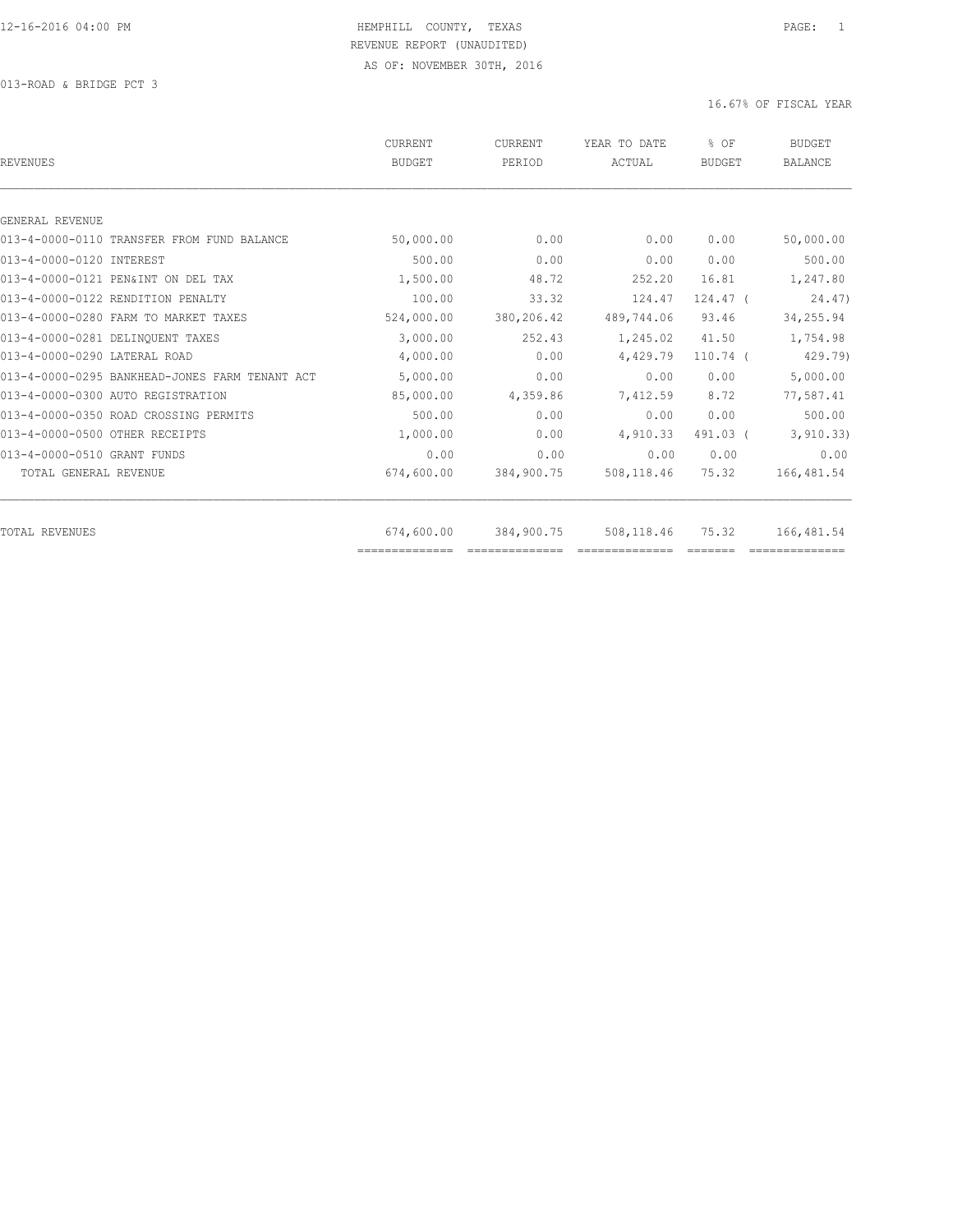12-16-2016 04:00 PM HEMPHILL COUNTY, TEXAS

REVENUE REPORT (UNAUDITED)

AS OF: NOVEMBER 30TH, 2016

013-ROAD & BRIDGE PCT 3

16.67% OF FISCAL YEAR

| REVENUES | CURRENT BUDGET | CURRENT PERIOD | YEAR TO DATE ACTUAL | % OF BUDGET | BUDGET BALANCE |
|---|---|---|---|---|---|
| GENERAL REVENUE | | | | | |
| 013-4-0000-0110 TRANSFER FROM FUND BALANCE | 50,000.00 | 0.00 | 0.00 | 0.00 | 50,000.00 |
| 013-4-0000-0120 INTEREST | 500.00 | 0.00 | 0.00 | 0.00 | 500.00 |
| 013-4-0000-0121 PEN&INT ON DEL TAX | 1,500.00 | 48.72 | 252.20 | 16.81 | 1,247.80 |
| 013-4-0000-0122 RENDITION PENALTY | 100.00 | 33.32 | 124.47 | 124.47 | ( 24.47) |
| 013-4-0000-0280 FARM TO MARKET TAXES | 524,000.00 | 380,206.42 | 489,744.06 | 93.46 | 34,255.94 |
| 013-4-0000-0281 DELINQUENT TAXES | 3,000.00 | 252.43 | 1,245.02 | 41.50 | 1,754.98 |
| 013-4-0000-0290 LATERAL ROAD | 4,000.00 | 0.00 | 4,429.79 | 110.74 | ( 429.79) |
| 013-4-0000-0295 BANKHEAD-JONES FARM TENANT ACT | 5,000.00 | 0.00 | 0.00 | 0.00 | 5,000.00 |
| 013-4-0000-0300 AUTO REGISTRATION | 85,000.00 | 4,359.86 | 7,412.59 | 8.72 | 77,587.41 |
| 013-4-0000-0350 ROAD CROSSING PERMITS | 500.00 | 0.00 | 0.00 | 0.00 | 500.00 |
| 013-4-0000-0500 OTHER RECEIPTS | 1,000.00 | 0.00 | 4,910.33 | 491.03 | ( 3,910.33) |
| 013-4-0000-0510 GRANT FUNDS | 0.00 | 0.00 | 0.00 | 0.00 | 0.00 |
| TOTAL GENERAL REVENUE | 674,600.00 | 384,900.75 | 508,118.46 | 75.32 | 166,481.54 |
| TOTAL REVENUES | 674,600.00 | 384,900.75 | 508,118.46 | 75.32 | 166,481.54 |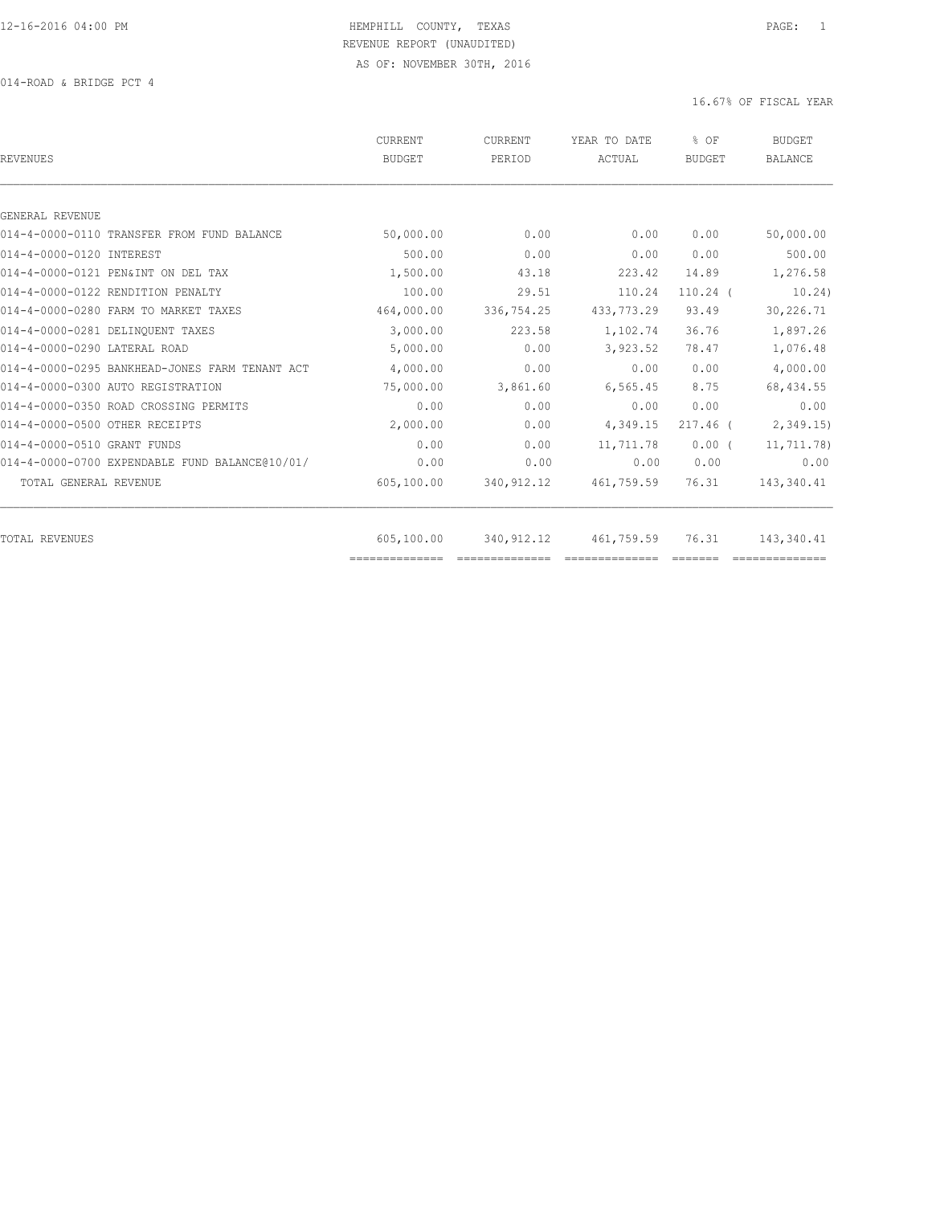HEMPHILL COUNTY, TEXAS
REVENUE REPORT (UNAUDITED)
AS OF: NOVEMBER 30TH, 2016

014-ROAD & BRIDGE PCT 4

16.67% OF FISCAL YEAR

| REVENUES | CURRENT BUDGET | CURRENT PERIOD | YEAR TO DATE ACTUAL | % OF BUDGET | BUDGET BALANCE |
|---|---|---|---|---|---|
| GENERAL REVENUE | | | | | |
| 014-4-0000-0110 TRANSFER FROM FUND BALANCE | 50,000.00 | 0.00 | 0.00 | 0.00 | 50,000.00 |
| 014-4-0000-0120 INTEREST | 500.00 | 0.00 | 0.00 | 0.00 | 500.00 |
| 014-4-0000-0121 PEN&INT ON DEL TAX | 1,500.00 | 43.18 | 223.42 | 14.89 | 1,276.58 |
| 014-4-0000-0122 RENDITION PENALTY | 100.00 | 29.51 | 110.24 | 110.24 ( | 10.24) |
| 014-4-0000-0280 FARM TO MARKET TAXES | 464,000.00 | 336,754.25 | 433,773.29 | 93.49 | 30,226.71 |
| 014-4-0000-0281 DELINQUENT TAXES | 3,000.00 | 223.58 | 1,102.74 | 36.76 | 1,897.26 |
| 014-4-0000-0290 LATERAL ROAD | 5,000.00 | 0.00 | 3,923.52 | 78.47 | 1,076.48 |
| 014-4-0000-0295 BANKHEAD-JONES FARM TENANT ACT | 4,000.00 | 0.00 | 0.00 | 0.00 | 4,000.00 |
| 014-4-0000-0300 AUTO REGISTRATION | 75,000.00 | 3,861.60 | 6,565.45 | 8.75 | 68,434.55 |
| 014-4-0000-0350 ROAD CROSSING PERMITS | 0.00 | 0.00 | 0.00 | 0.00 | 0.00 |
| 014-4-0000-0500 OTHER RECEIPTS | 2,000.00 | 0.00 | 4,349.15 | 217.46 ( | 2,349.15) |
| 014-4-0000-0510 GRANT FUNDS | 0.00 | 0.00 | 11,711.78 | 0.00 ( | 11,711.78) |
| 014-4-0000-0700 EXPENDABLE FUND BALANCE@10/01/ | 0.00 | 0.00 | 0.00 | 0.00 | 0.00 |
| TOTAL GENERAL REVENUE | 605,100.00 | 340,912.12 | 461,759.59 | 76.31 | 143,340.41 |
| TOTAL REVENUES | 605,100.00 | 340,912.12 | 461,759.59 | 76.31 | 143,340.41 |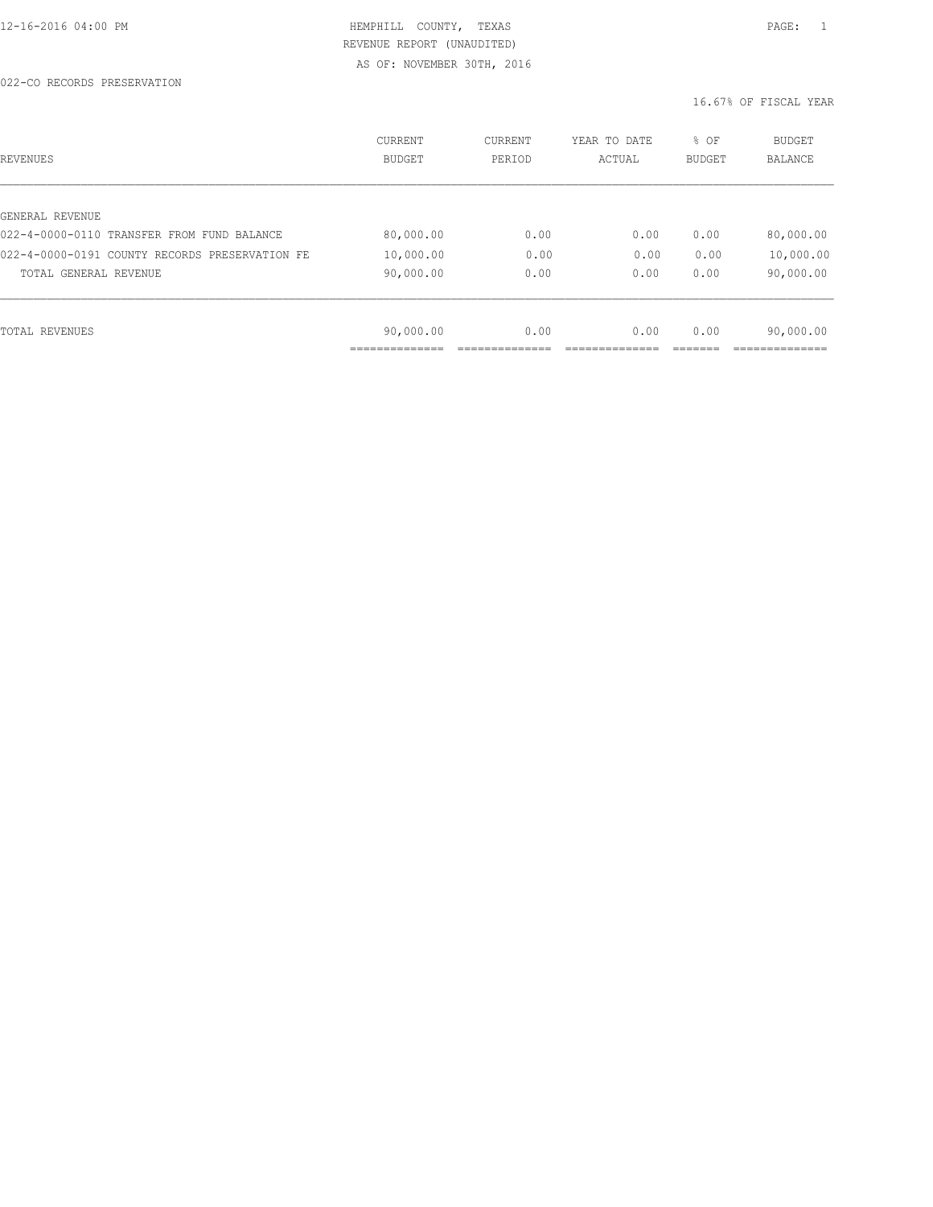# HEMPHILL COUNTY, TEXAS
## REVENUE REPORT (UNAUDITED)
### AS OF: NOVEMBER 30TH, 2016

022-CO RECORDS PRESERVATION

16.67% OF FISCAL YEAR

| REVENUES | CURRENT BUDGET | CURRENT PERIOD | YEAR TO DATE ACTUAL | % OF BUDGET | BUDGET BALANCE |
|---|---|---|---|---|---|
| GENERAL REVENUE | | | | | |
| 022-4-0000-0110 TRANSFER FROM FUND BALANCE | 80,000.00 | 0.00 | 0.00 | 0.00 | 80,000.00 |
| 022-4-0000-0191 COUNTY RECORDS PRESERVATION FE | 10,000.00 | 0.00 | 0.00 | 0.00 | 10,000.00 |
| TOTAL GENERAL REVENUE | 90,000.00 | 0.00 | 0.00 | 0.00 | 90,000.00 |
| TOTAL REVENUES | 90,000.00 | 0.00 | 0.00 | 0.00 | 90,000.00 |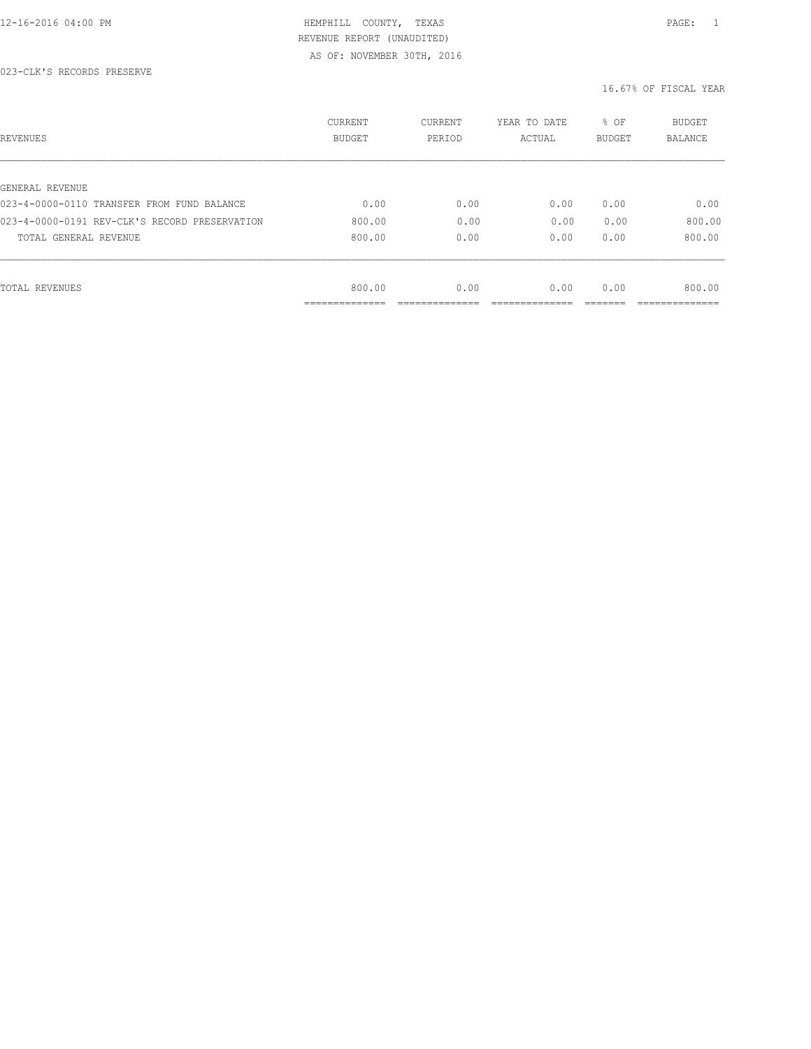12-16-2016 04:00 PM

# HEMPHILL COUNTY, TEXAS

REVENUE REPORT (UNAUDITED)

AS OF: NOVEMBER 30TH, 2016

023-CLK'S RECORDS PRESERVE

16.67% OF FISCAL YEAR

| REVENUES | CURRENT BUDGET | CURRENT PERIOD | YEAR TO DATE ACTUAL | % OF BUDGET | BUDGET BALANCE |
|---|---|---|---|---|---|
| GENERAL REVENUE | | | | | |
| 023-4-0000-0110 TRANSFER FROM FUND BALANCE | 0.00 | 0.00 | 0.00 | 0.00 | 0.00 |
| 023-4-0000-0191 REV-CLK'S RECORD PRESERVATION | 800.00 | 0.00 | 0.00 | 0.00 | 800.00 |
| TOTAL GENERAL REVENUE | 800.00 | 0.00 | 0.00 | 0.00 | 800.00 |
| TOTAL REVENUES | 800.00 | 0.00 | 0.00 | 0.00 | 800.00 |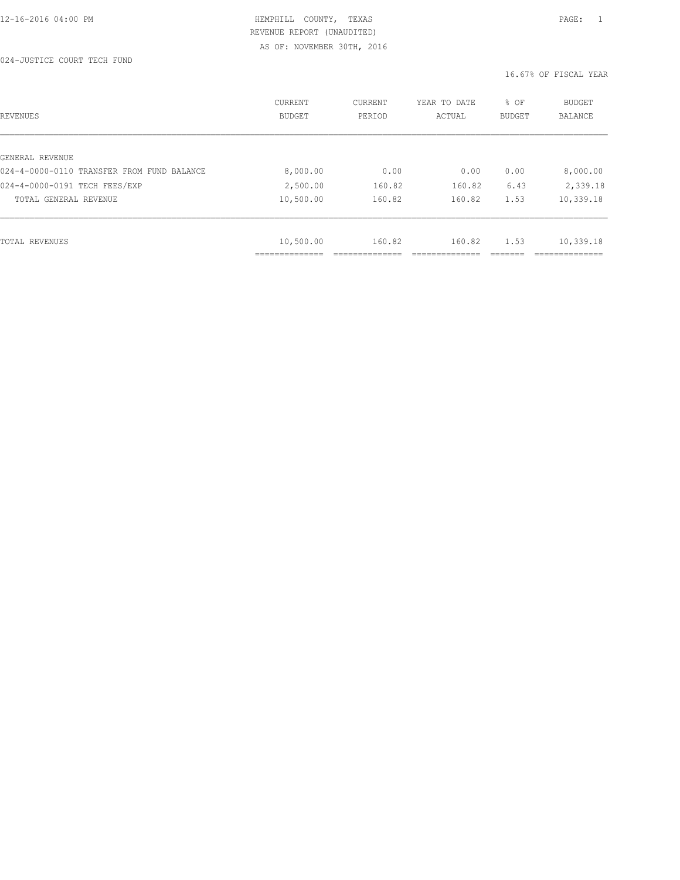HEMPHILL COUNTY, TEXAS
REVENUE REPORT (UNAUDITED)
AS OF: NOVEMBER 30TH, 2016

024-JUSTICE COURT TECH FUND

16.67% OF FISCAL YEAR

| REVENUES | CURRENT BUDGET | CURRENT PERIOD | YEAR TO DATE ACTUAL | % OF BUDGET | BUDGET BALANCE |
|---|---|---|---|---|---|
| GENERAL REVENUE | | | | | |
| 024-4-0000-0110 TRANSFER FROM FUND BALANCE | 8,000.00 | 0.00 | 0.00 | 0.00 | 8,000.00 |
| 024-4-0000-0191 TECH FEES/EXP | 2,500.00 | 160.82 | 160.82 | 6.43 | 2,339.18 |
| TOTAL GENERAL REVENUE | 10,500.00 | 160.82 | 160.82 | 1.53 | 10,339.18 |
| TOTAL REVENUES | 10,500.00 | 160.82 | 160.82 | 1.53 | 10,339.18 |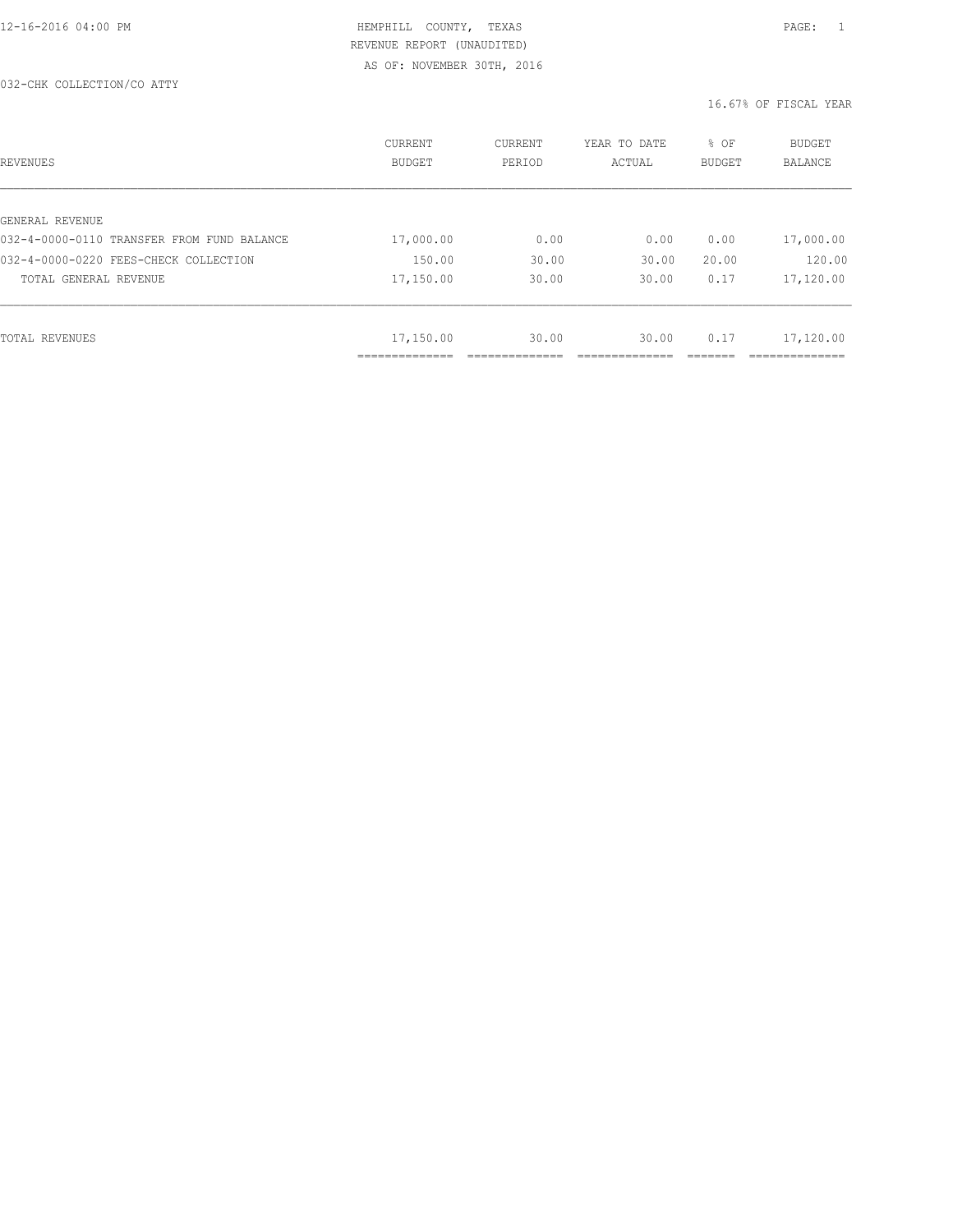HEMPHILL COUNTY, TEXAS
REVENUE REPORT (UNAUDITED)
AS OF: NOVEMBER 30TH, 2016

032-CHK COLLECTION/CO ATTY

16.67% OF FISCAL YEAR

| REVENUES | CURRENT BUDGET | CURRENT PERIOD | YEAR TO DATE ACTUAL | % OF BUDGET | BUDGET BALANCE |
|---|---|---|---|---|---|
| GENERAL REVENUE | | | | | |
| 032-4-0000-0110 TRANSFER FROM FUND BALANCE | 17,000.00 | 0.00 | 0.00 | 0.00 | 17,000.00 |
| 032-4-0000-0220 FEES-CHECK COLLECTION | 150.00 | 30.00 | 30.00 | 20.00 | 120.00 |
| TOTAL GENERAL REVENUE | 17,150.00 | 30.00 | 30.00 | 0.17 | 17,120.00 |
| TOTAL REVENUES | 17,150.00 | 30.00 | 30.00 | 0.17 | 17,120.00 |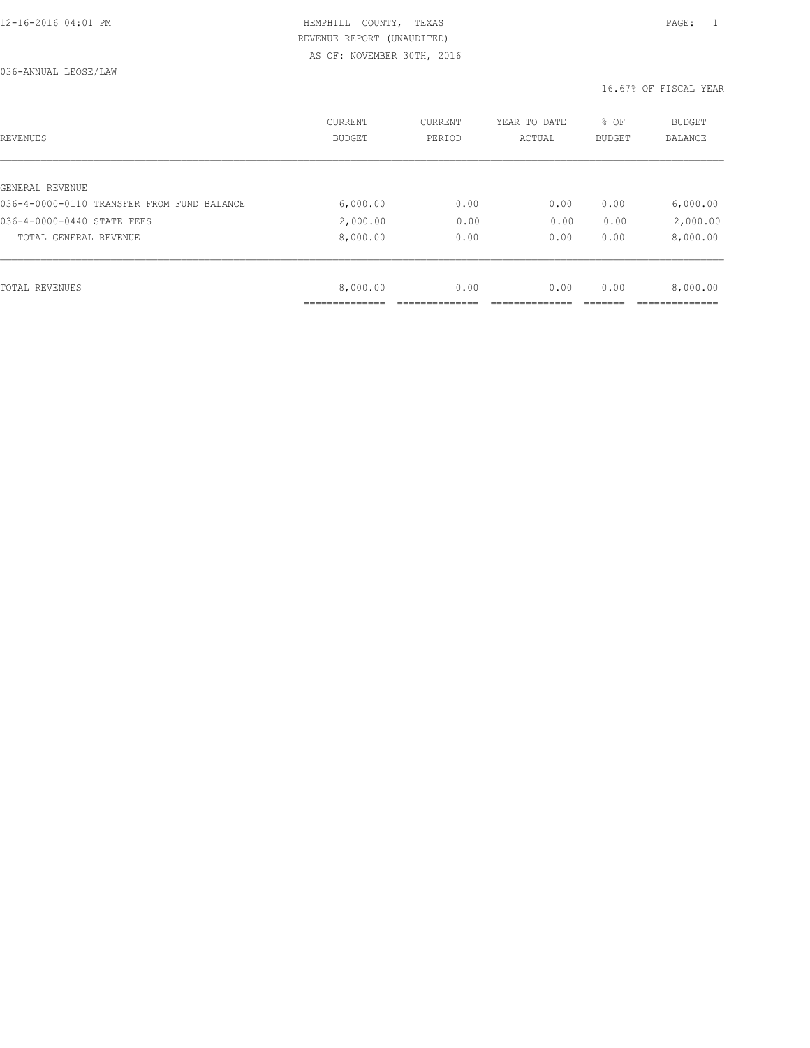HEMPHILL COUNTY, TEXAS
REVENUE REPORT (UNAUDITED)
AS OF: NOVEMBER 30TH, 2016

036-ANNUAL LEOSE/LAW

16.67% OF FISCAL YEAR

| REVENUES | CURRENT BUDGET | CURRENT PERIOD | YEAR TO DATE ACTUAL | % OF BUDGET | BUDGET BALANCE |
|---|---|---|---|---|---|
| GENERAL REVENUE | | | | | |
| 036-4-0000-0110 TRANSFER FROM FUND BALANCE | 6,000.00 | 0.00 | 0.00 | 0.00 | 6,000.00 |
| 036-4-0000-0440 STATE FEES | 2,000.00 | 0.00 | 0.00 | 0.00 | 2,000.00 |
| TOTAL GENERAL REVENUE | 8,000.00 | 0.00 | 0.00 | 0.00 | 8,000.00 |
| TOTAL REVENUES | 8,000.00 | 0.00 | 0.00 | 0.00 | 8,000.00 |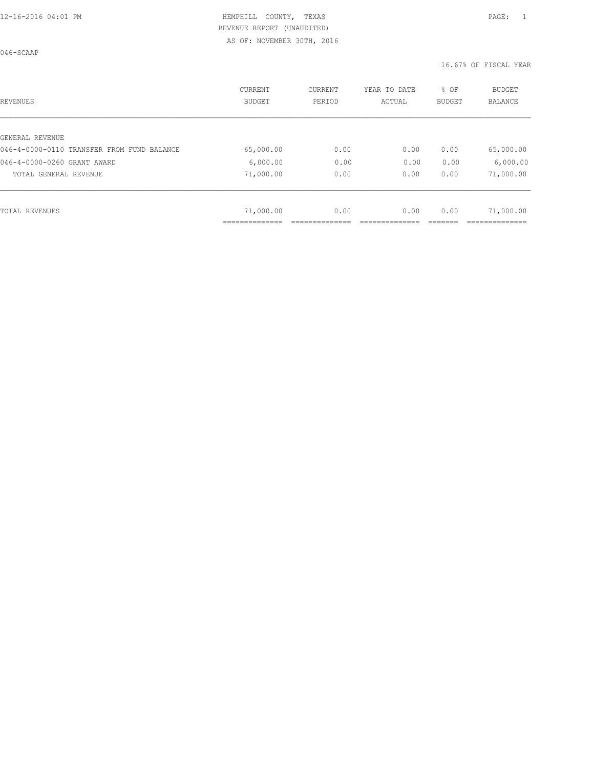12-16-2016 04:01 PM HEMPHILL COUNTY, TEXAS

REVENUE REPORT (UNAUDITED)

AS OF: NOVEMBER 30TH, 2016

046-SCAAP

16.67% OF FISCAL YEAR

| REVENUES | CURRENT BUDGET | CURRENT PERIOD | YEAR TO DATE ACTUAL | % OF BUDGET | BUDGET BALANCE |
|---|---|---|---|---|---|
| GENERAL REVENUE | | | | | |
| 046-4-0000-0110 TRANSFER FROM FUND BALANCE | 65,000.00 | 0.00 | 0.00 | 0.00 | 65,000.00 |
| 046-4-0000-0260 GRANT AWARD | 6,000.00 | 0.00 | 0.00 | 0.00 | 6,000.00 |
| TOTAL GENERAL REVENUE | 71,000.00 | 0.00 | 0.00 | 0.00 | 71,000.00 |
| TOTAL REVENUES | 71,000.00 | 0.00 | 0.00 | 0.00 | 71,000.00 |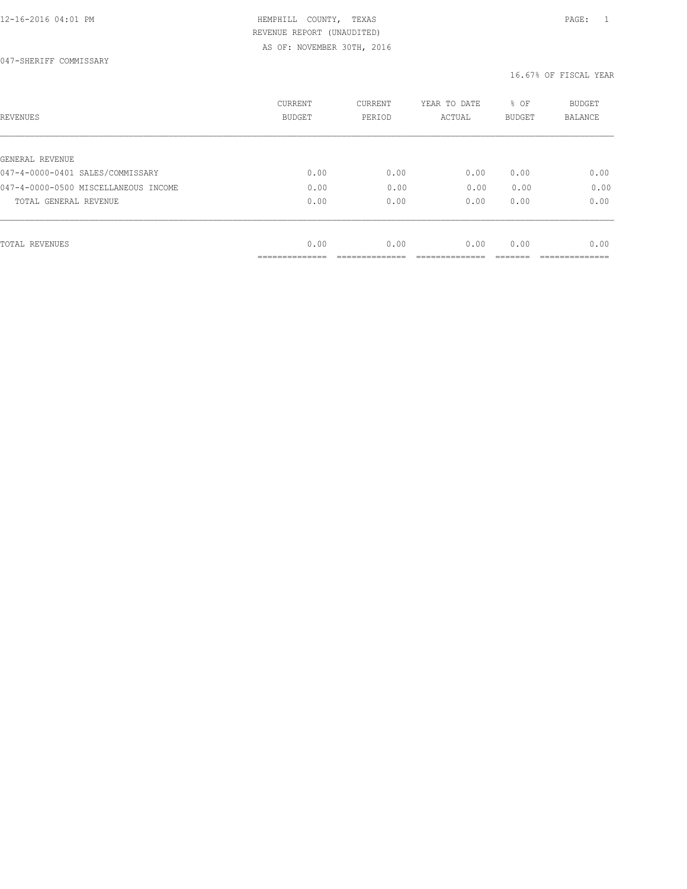HEMPHILL COUNTY, TEXAS
REVENUE REPORT (UNAUDITED)
AS OF: NOVEMBER 30TH, 2016

047-SHERIFF COMMISSARY

16.67% OF FISCAL YEAR

| REVENUES | CURRENT BUDGET | CURRENT PERIOD | YEAR TO DATE ACTUAL | % OF BUDGET | BUDGET BALANCE |
|---|---|---|---|---|---|
| GENERAL REVENUE | | | | | |
| 047-4-0000-0401 SALES/COMMISSARY | 0.00 | 0.00 | 0.00 | 0.00 | 0.00 |
| 047-4-0000-0500 MISCELLANEOUS INCOME | 0.00 | 0.00 | 0.00 | 0.00 | 0.00 |
| TOTAL GENERAL REVENUE | 0.00 | 0.00 | 0.00 | 0.00 | 0.00 |
| TOTAL REVENUES | 0.00 | 0.00 | 0.00 | 0.00 | 0.00 |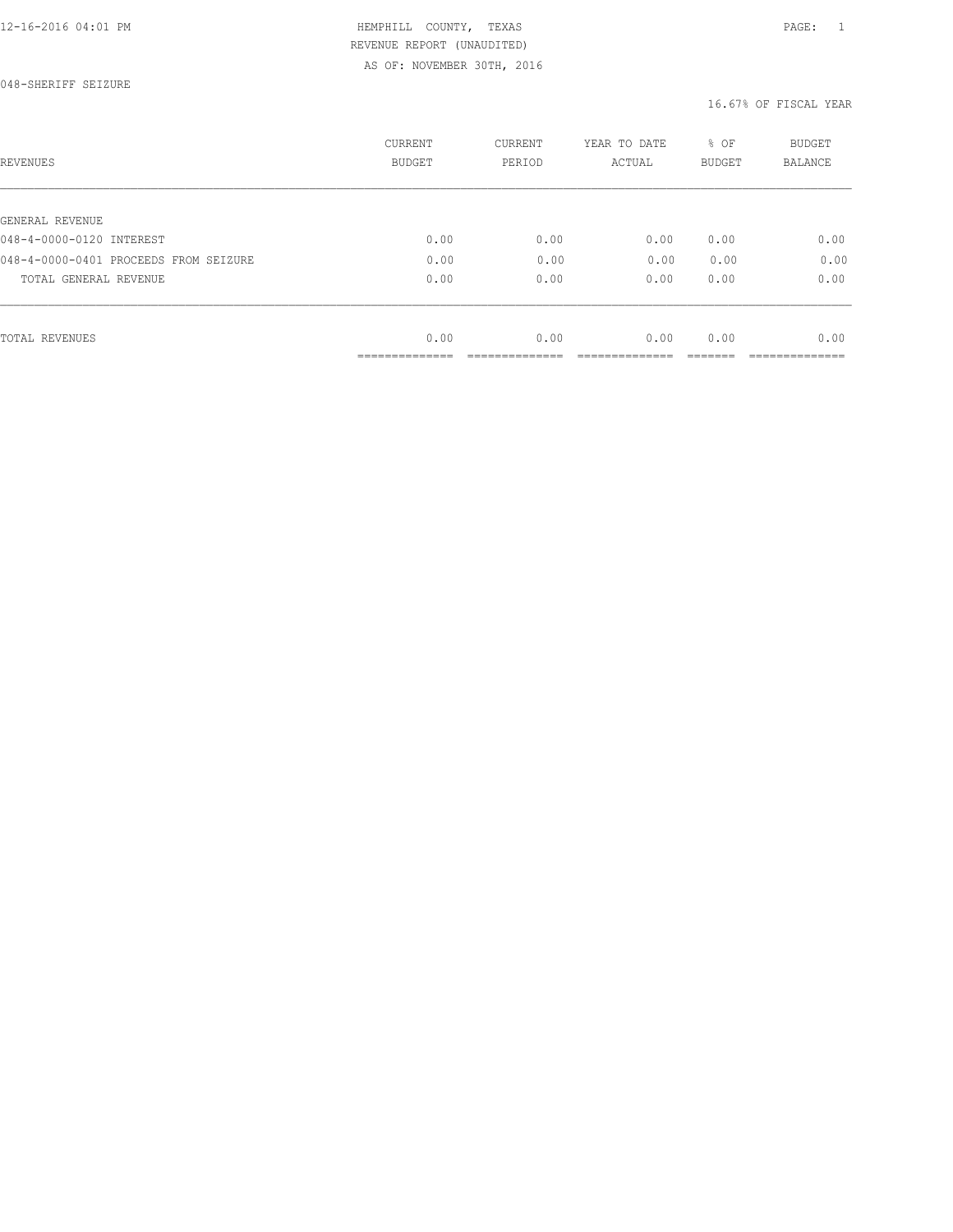12-16-2016 04:01 PM HEMPHILL COUNTY, TEXAS

REVENUE REPORT (UNAUDITED)

AS OF: NOVEMBER 30TH, 2016

048-SHERIFF SEIZURE

16.67% OF FISCAL YEAR

| REVENUES | CURRENT BUDGET | CURRENT PERIOD | YEAR TO DATE ACTUAL | % OF BUDGET | BUDGET BALANCE |
|---|---|---|---|---|---|
| GENERAL REVENUE | | | | | |
| 048-4-0000-0120 INTEREST | 0.00 | 0.00 | 0.00 | 0.00 | 0.00 |
| 048-4-0000-0401 PROCEEDS FROM SEIZURE | 0.00 | 0.00 | 0.00 | 0.00 | 0.00 |
| TOTAL GENERAL REVENUE | 0.00 | 0.00 | 0.00 | 0.00 | 0.00 |
| TOTAL REVENUES | 0.00 | 0.00 | 0.00 | 0.00 | 0.00 |